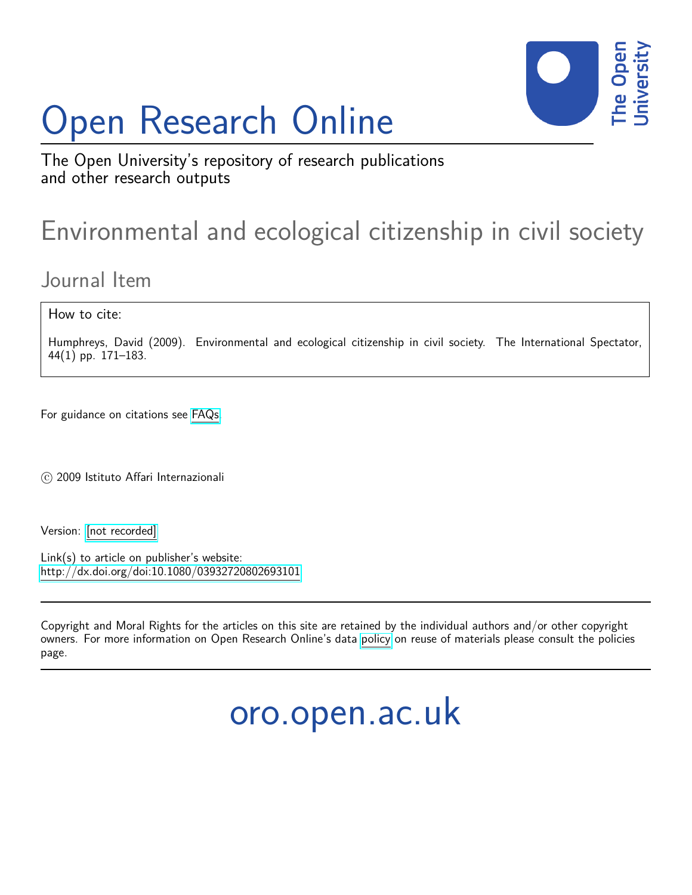# Open Research Online

The Open University's repository of research publications and other research outputs

## Environmental and ecological citizenship in civil society

### Journal Item

How to cite:

Humphreys, David (2009). Environmental and ecological citizenship in civil society. The International Spectator, 44(1) pp. 171–183.

For guidance on citations see FAQs.

© 2009 Istituto Affari Internazionali

Version: [not recorded]

Link(s) to article on publisher's website:
http://dx.doi.org/doi:10.1080/03932720802693101

Copyright and Moral Rights for the articles on this site are retained by the individual authors and/or other copyright owners. For more information on Open Research Online's data policy on reuse of materials please consult the policies page.

oro.open.ac.uk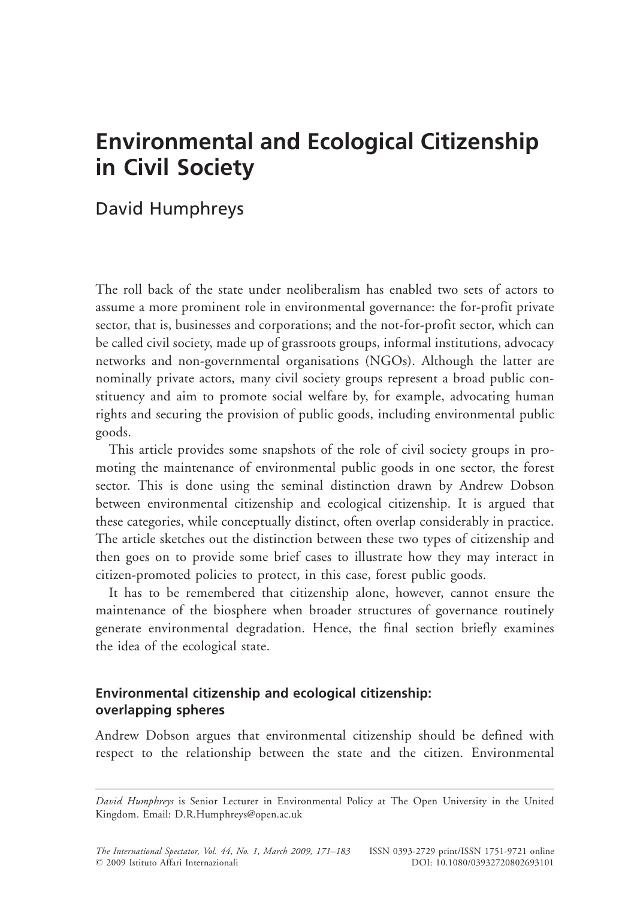# Environmental and Ecological Citizenship in Civil Society

David Humphreys

The roll back of the state under neoliberalism has enabled two sets of actors to assume a more prominent role in environmental governance: the for-profit private sector, that is, businesses and corporations; and the not-for-profit sector, which can be called civil society, made up of grassroots groups, informal institutions, advocacy networks and non-governmental organisations (NGOs). Although the latter are nominally private actors, many civil society groups represent a broad public constituency and aim to promote social welfare by, for example, advocating human rights and securing the provision of public goods, including environmental public goods.

This article provides some snapshots of the role of civil society groups in promoting the maintenance of environmental public goods in one sector, the forest sector. This is done using the seminal distinction drawn by Andrew Dobson between environmental citizenship and ecological citizenship. It is argued that these categories, while conceptually distinct, often overlap considerably in practice. The article sketches out the distinction between these two types of citizenship and then goes on to provide some brief cases to illustrate how they may interact in citizen-promoted policies to protect, in this case, forest public goods.

It has to be remembered that citizenship alone, however, cannot ensure the maintenance of the biosphere when broader structures of governance routinely generate environmental degradation. Hence, the final section briefly examines the idea of the ecological state.

### Environmental citizenship and ecological citizenship: overlapping spheres

Andrew Dobson argues that environmental citizenship should be defined with respect to the relationship between the state and the citizen. Environmental

*David Humphreys* is Senior Lecturer in Environmental Policy at The Open University in the United Kingdom. Email: D.R.Humphreys@open.ac.uk

*The International Spectator, Vol. 44, No. 1, March 2009, 171–183* ISSN 0393-2729 print/ISSN 1751-9721 online
© 2009 Istituto Affari Internazionali DOI: 10.1080/03932720802693101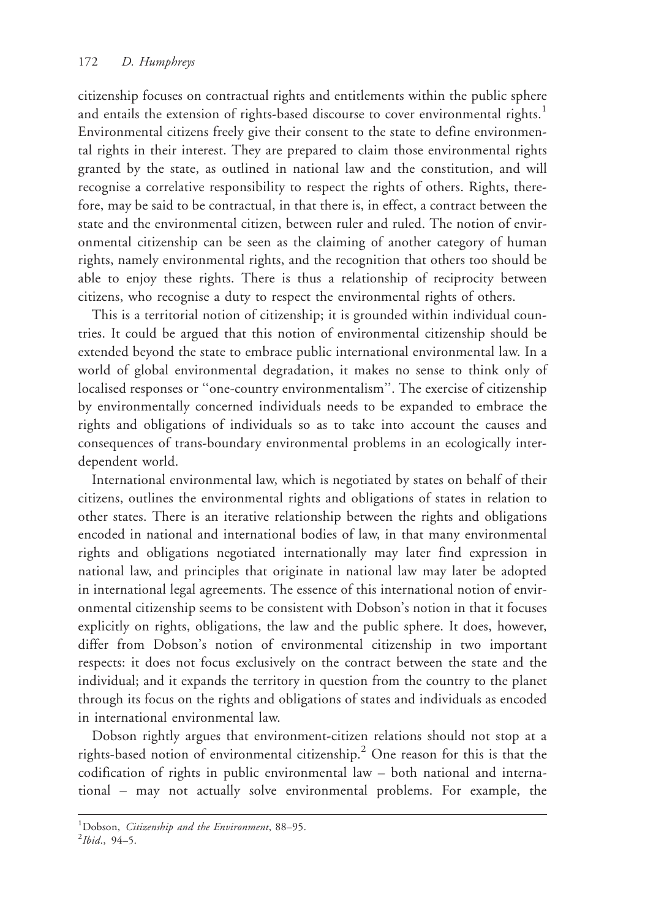citizenship focuses on contractual rights and entitlements within the public sphere and entails the extension of rights-based discourse to cover environmental rights.[1] Environmental citizens freely give their consent to the state to define environmental rights in their interest. They are prepared to claim those environmental rights granted by the state, as outlined in national law and the constitution, and will recognise a correlative responsibility to respect the rights of others. Rights, therefore, may be said to be contractual, in that there is, in effect, a contract between the state and the environmental citizen, between ruler and ruled. The notion of environmental citizenship can be seen as the claiming of another category of human rights, namely environmental rights, and the recognition that others too should be able to enjoy these rights. There is thus a relationship of reciprocity between citizens, who recognise a duty to respect the environmental rights of others.

This is a territorial notion of citizenship; it is grounded within individual countries. It could be argued that this notion of environmental citizenship should be extended beyond the state to embrace public international environmental law. In a world of global environmental degradation, it makes no sense to think only of localised responses or "one-country environmentalism". The exercise of citizenship by environmentally concerned individuals needs to be expanded to embrace the rights and obligations of individuals so as to take into account the causes and consequences of trans-boundary environmental problems in an ecologically interdependent world.

International environmental law, which is negotiated by states on behalf of their citizens, outlines the environmental rights and obligations of states in relation to other states. There is an iterative relationship between the rights and obligations encoded in national and international bodies of law, in that many environmental rights and obligations negotiated internationally may later find expression in national law, and principles that originate in national law may later be adopted in international legal agreements. The essence of this international notion of environmental citizenship seems to be consistent with Dobson's notion in that it focuses explicitly on rights, obligations, the law and the public sphere. It does, however, differ from Dobson's notion of environmental citizenship in two important respects: it does not focus exclusively on the contract between the state and the individual; and it expands the territory in question from the country to the planet through its focus on the rights and obligations of states and individuals as encoded in international environmental law.

Dobson rightly argues that environment-citizen relations should not stop at a rights-based notion of environmental citizenship.[2] One reason for this is that the codification of rights in public environmental law – both national and international – may not actually solve environmental problems. For example, the

[1] Dobson, *Citizenship and the Environment*, 88–95.

[2] *Ibid*., 94–5.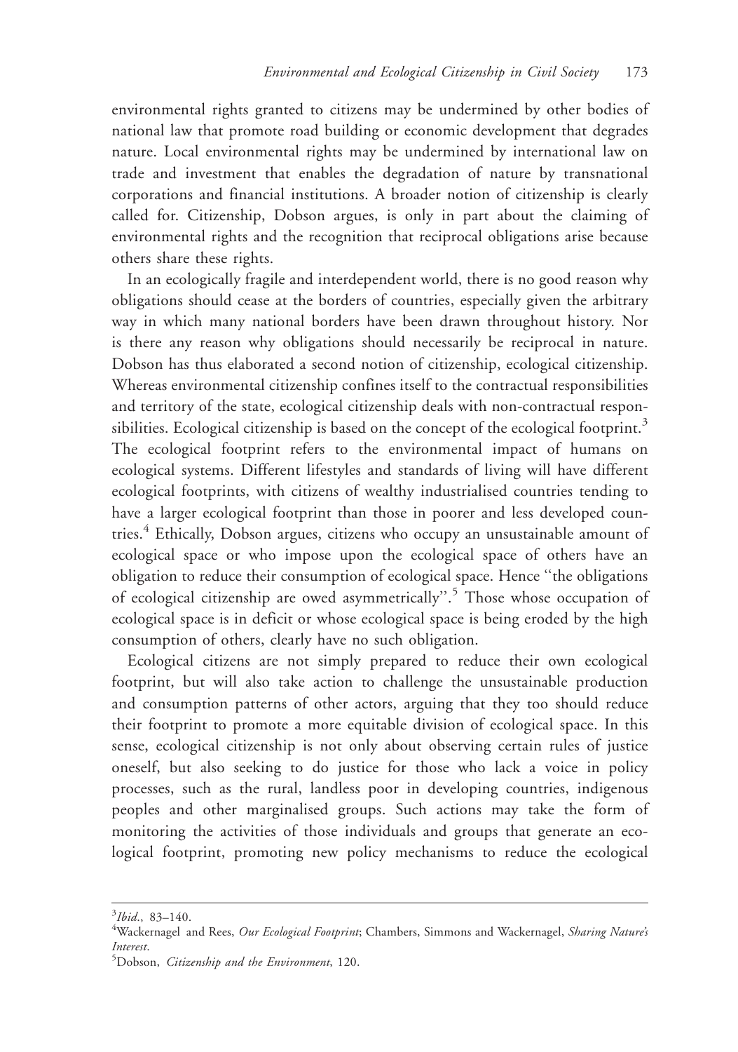environmental rights granted to citizens may be undermined by other bodies of national law that promote road building or economic development that degrades nature. Local environmental rights may be undermined by international law on trade and investment that enables the degradation of nature by transnational corporations and financial institutions. A broader notion of citizenship is clearly called for. Citizenship, Dobson argues, is only in part about the claiming of environmental rights and the recognition that reciprocal obligations arise because others share these rights.

In an ecologically fragile and interdependent world, there is no good reason why obligations should cease at the borders of countries, especially given the arbitrary way in which many national borders have been drawn throughout history. Nor is there any reason why obligations should necessarily be reciprocal in nature. Dobson has thus elaborated a second notion of citizenship, ecological citizenship. Whereas environmental citizenship confines itself to the contractual responsibilities and territory of the state, ecological citizenship deals with non-contractual responsibilities. Ecological citizenship is based on the concept of the ecological footprint.[3] The ecological footprint refers to the environmental impact of humans on ecological systems. Different lifestyles and standards of living will have different ecological footprints, with citizens of wealthy industrialised countries tending to have a larger ecological footprint than those in poorer and less developed countries.[4] Ethically, Dobson argues, citizens who occupy an unsustainable amount of ecological space or who impose upon the ecological space of others have an obligation to reduce their consumption of ecological space. Hence "the obligations of ecological citizenship are owed asymmetrically".[5] Those whose occupation of ecological space is in deficit or whose ecological space is being eroded by the high consumption of others, clearly have no such obligation.

Ecological citizens are not simply prepared to reduce their own ecological footprint, but will also take action to challenge the unsustainable production and consumption patterns of other actors, arguing that they too should reduce their footprint to promote a more equitable division of ecological space. In this sense, ecological citizenship is not only about observing certain rules of justice oneself, but also seeking to do justice for those who lack a voice in policy processes, such as the rural, landless poor in developing countries, indigenous peoples and other marginalised groups. Such actions may take the form of monitoring the activities of those individuals and groups that generate an ecological footprint, promoting new policy mechanisms to reduce the ecological

---

[3] *Ibid.*, 83–140.

[4] Wackernagel and Rees, *Our Ecological Footprint*; Chambers, Simmons and Wackernagel, *Sharing Nature's Interest*.

[5] Dobson, *Citizenship and the Environment*, 120.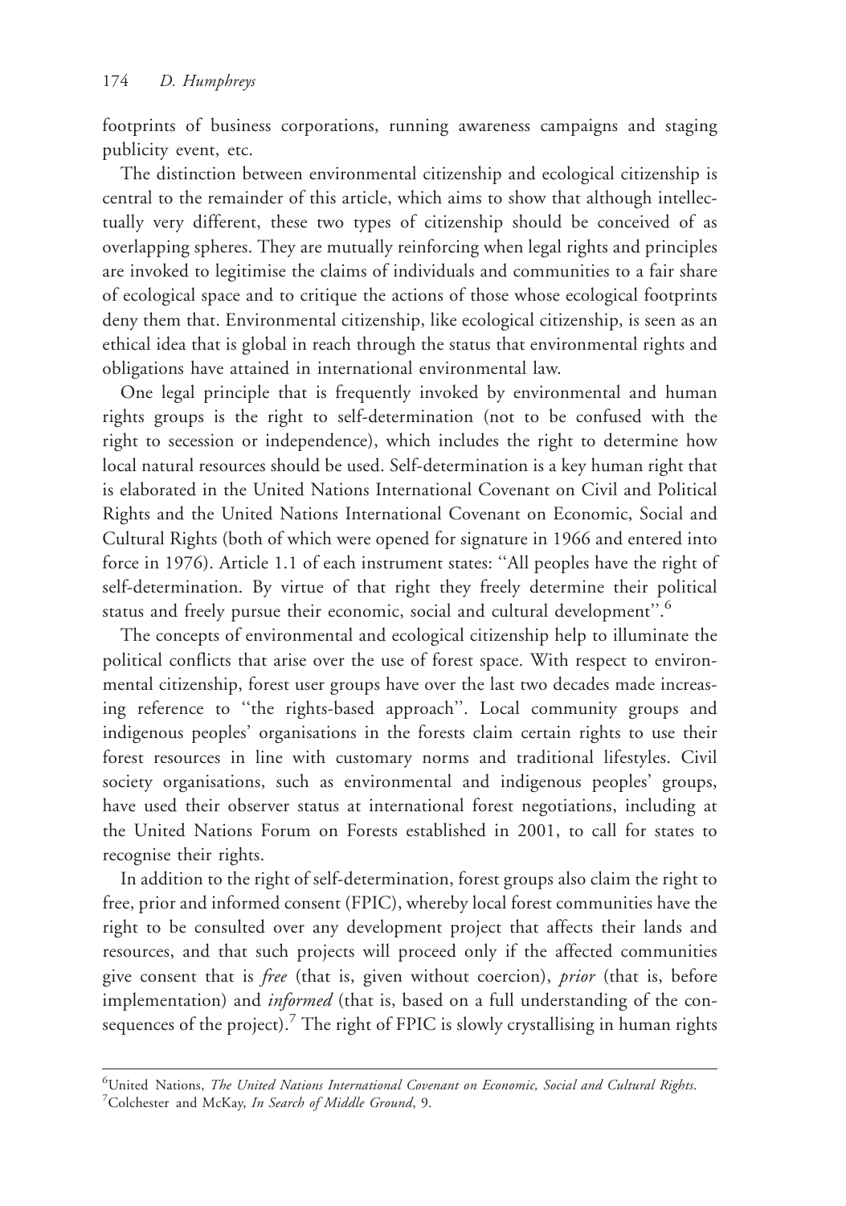footprints of business corporations, running awareness campaigns and staging publicity event, etc.

The distinction between environmental citizenship and ecological citizenship is central to the remainder of this article, which aims to show that although intellectually very different, these two types of citizenship should be conceived of as overlapping spheres. They are mutually reinforcing when legal rights and principles are invoked to legitimise the claims of individuals and communities to a fair share of ecological space and to critique the actions of those whose ecological footprints deny them that. Environmental citizenship, like ecological citizenship, is seen as an ethical idea that is global in reach through the status that environmental rights and obligations have attained in international environmental law.

One legal principle that is frequently invoked by environmental and human rights groups is the right to self-determination (not to be confused with the right to secession or independence), which includes the right to determine how local natural resources should be used. Self-determination is a key human right that is elaborated in the United Nations International Covenant on Civil and Political Rights and the United Nations International Covenant on Economic, Social and Cultural Rights (both of which were opened for signature in 1966 and entered into force in 1976). Article 1.1 of each instrument states: "All peoples have the right of self-determination. By virtue of that right they freely determine their political status and freely pursue their economic, social and cultural development".[6]

The concepts of environmental and ecological citizenship help to illuminate the political conflicts that arise over the use of forest space. With respect to environmental citizenship, forest user groups have over the last two decades made increasing reference to "the rights-based approach". Local community groups and indigenous peoples' organisations in the forests claim certain rights to use their forest resources in line with customary norms and traditional lifestyles. Civil society organisations, such as environmental and indigenous peoples' groups, have used their observer status at international forest negotiations, including at the United Nations Forum on Forests established in 2001, to call for states to recognise their rights.

In addition to the right of self-determination, forest groups also claim the right to free, prior and informed consent (FPIC), whereby local forest communities have the right to be consulted over any development project that affects their lands and resources, and that such projects will proceed only if the affected communities give consent that is *free* (that is, given without coercion), *prior* (that is, before implementation) and *informed* (that is, based on a full understanding of the consequences of the project).[7] The right of FPIC is slowly crystallising in human rights

[6] United Nations, *The United Nations International Covenant on Economic, Social and Cultural Rights.*
[7] Colchester and McKay, *In Search of Middle Ground*, 9.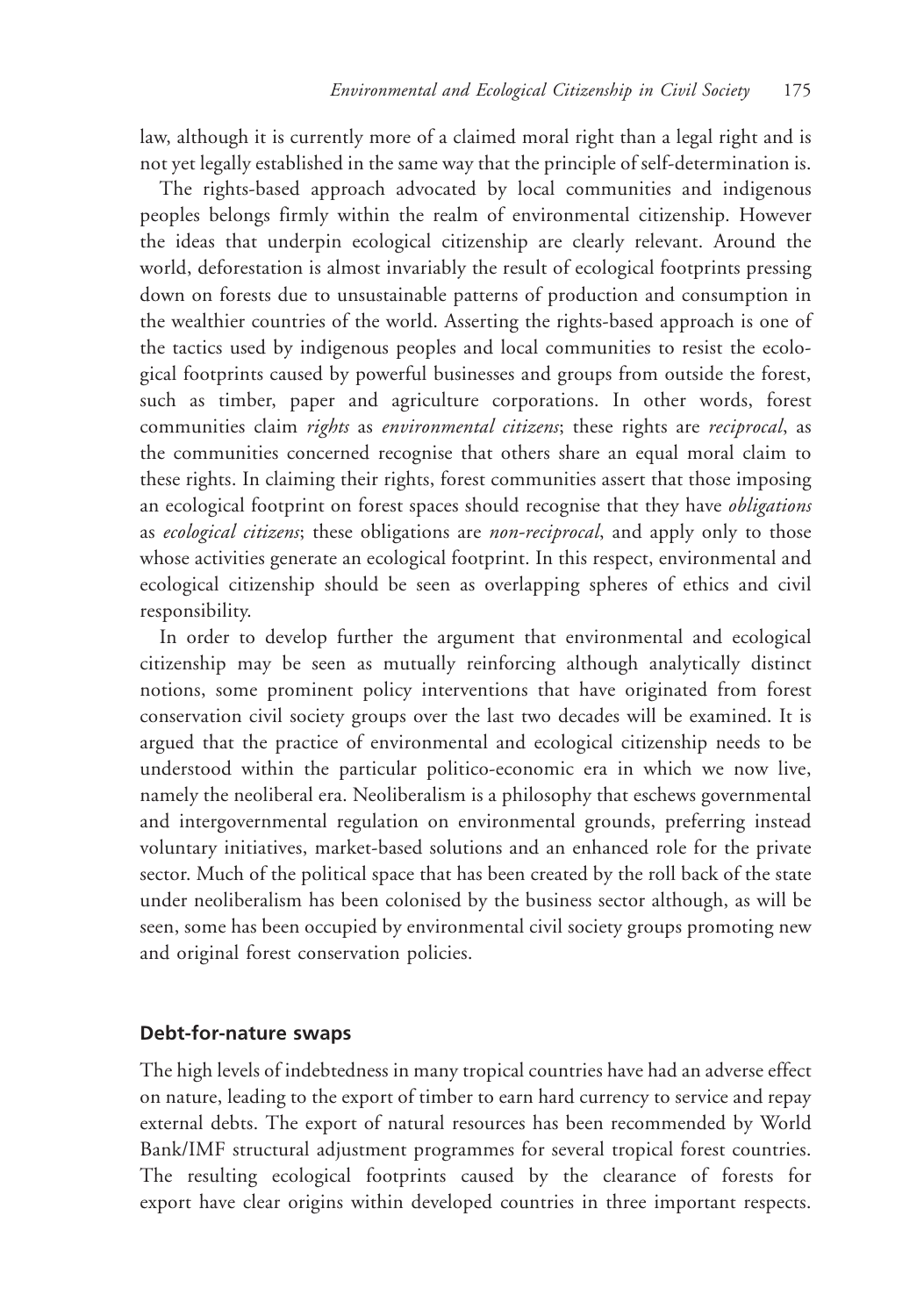law, although it is currently more of a claimed moral right than a legal right and is not yet legally established in the same way that the principle of self-determination is.

The rights-based approach advocated by local communities and indigenous peoples belongs firmly within the realm of environmental citizenship. However the ideas that underpin ecological citizenship are clearly relevant. Around the world, deforestation is almost invariably the result of ecological footprints pressing down on forests due to unsustainable patterns of production and consumption in the wealthier countries of the world. Asserting the rights-based approach is one of the tactics used by indigenous peoples and local communities to resist the ecological footprints caused by powerful businesses and groups from outside the forest, such as timber, paper and agriculture corporations. In other words, forest communities claim *rights* as *environmental citizens*; these rights are *reciprocal*, as the communities concerned recognise that others share an equal moral claim to these rights. In claiming their rights, forest communities assert that those imposing an ecological footprint on forest spaces should recognise that they have *obligations* as *ecological citizens*; these obligations are *non-reciprocal*, and apply only to those whose activities generate an ecological footprint. In this respect, environmental and ecological citizenship should be seen as overlapping spheres of ethics and civil responsibility.

In order to develop further the argument that environmental and ecological citizenship may be seen as mutually reinforcing although analytically distinct notions, some prominent policy interventions that have originated from forest conservation civil society groups over the last two decades will be examined. It is argued that the practice of environmental and ecological citizenship needs to be understood within the particular politico-economic era in which we now live, namely the neoliberal era. Neoliberalism is a philosophy that eschews governmental and intergovernmental regulation on environmental grounds, preferring instead voluntary initiatives, market-based solutions and an enhanced role for the private sector. Much of the political space that has been created by the roll back of the state under neoliberalism has been colonised by the business sector although, as will be seen, some has been occupied by environmental civil society groups promoting new and original forest conservation policies.

## Debt-for-nature swaps

The high levels of indebtedness in many tropical countries have had an adverse effect on nature, leading to the export of timber to earn hard currency to service and repay external debts. The export of natural resources has been recommended by World Bank/IMF structural adjustment programmes for several tropical forest countries. The resulting ecological footprints caused by the clearance of forests for export have clear origins within developed countries in three important respects.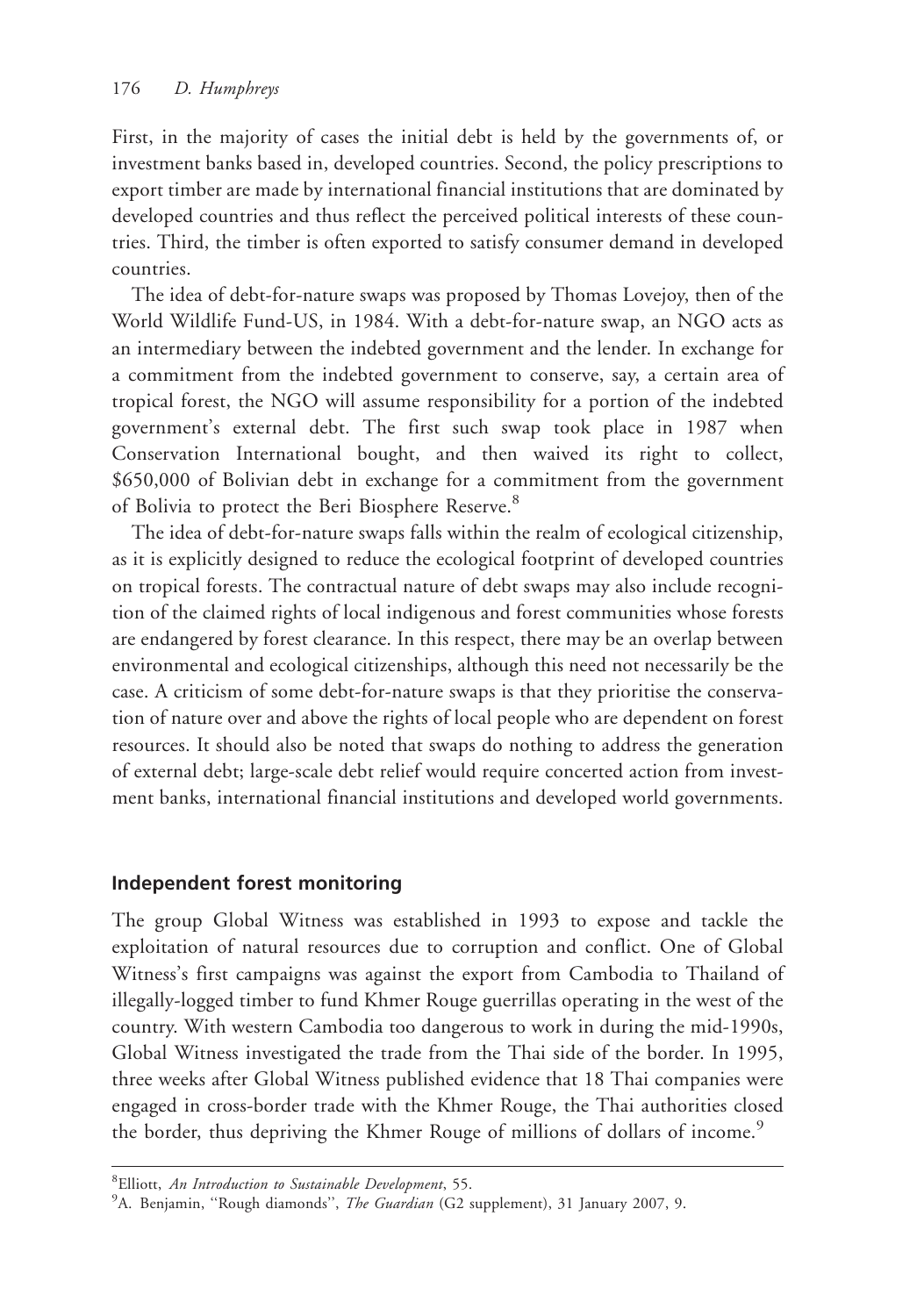First, in the majority of cases the initial debt is held by the governments of, or investment banks based in, developed countries. Second, the policy prescriptions to export timber are made by international financial institutions that are dominated by developed countries and thus reflect the perceived political interests of these countries. Third, the timber is often exported to satisfy consumer demand in developed countries.

The idea of debt-for-nature swaps was proposed by Thomas Lovejoy, then of the World Wildlife Fund-US, in 1984. With a debt-for-nature swap, an NGO acts as an intermediary between the indebted government and the lender. In exchange for a commitment from the indebted government to conserve, say, a certain area of tropical forest, the NGO will assume responsibility for a portion of the indebted government's external debt. The first such swap took place in 1987 when Conservation International bought, and then waived its right to collect, \$650,000 of Bolivian debt in exchange for a commitment from the government of Bolivia to protect the Beri Biosphere Reserve.[8]

The idea of debt-for-nature swaps falls within the realm of ecological citizenship, as it is explicitly designed to reduce the ecological footprint of developed countries on tropical forests. The contractual nature of debt swaps may also include recognition of the claimed rights of local indigenous and forest communities whose forests are endangered by forest clearance. In this respect, there may be an overlap between environmental and ecological citizenships, although this need not necessarily be the case. A criticism of some debt-for-nature swaps is that they prioritise the conservation of nature over and above the rights of local people who are dependent on forest resources. It should also be noted that swaps do nothing to address the generation of external debt; large-scale debt relief would require concerted action from investment banks, international financial institutions and developed world governments.

## Independent forest monitoring

The group Global Witness was established in 1993 to expose and tackle the exploitation of natural resources due to corruption and conflict. One of Global Witness's first campaigns was against the export from Cambodia to Thailand of illegally-logged timber to fund Khmer Rouge guerrillas operating in the west of the country. With western Cambodia too dangerous to work in during the mid-1990s, Global Witness investigated the trade from the Thai side of the border. In 1995, three weeks after Global Witness published evidence that 18 Thai companies were engaged in cross-border trade with the Khmer Rouge, the Thai authorities closed the border, thus depriving the Khmer Rouge of millions of dollars of income.[9]

---

[8] Elliott, *An Introduction to Sustainable Development*, 55.

[9] A. Benjamin, "Rough diamonds", *The Guardian* (G2 supplement), 31 January 2007, 9.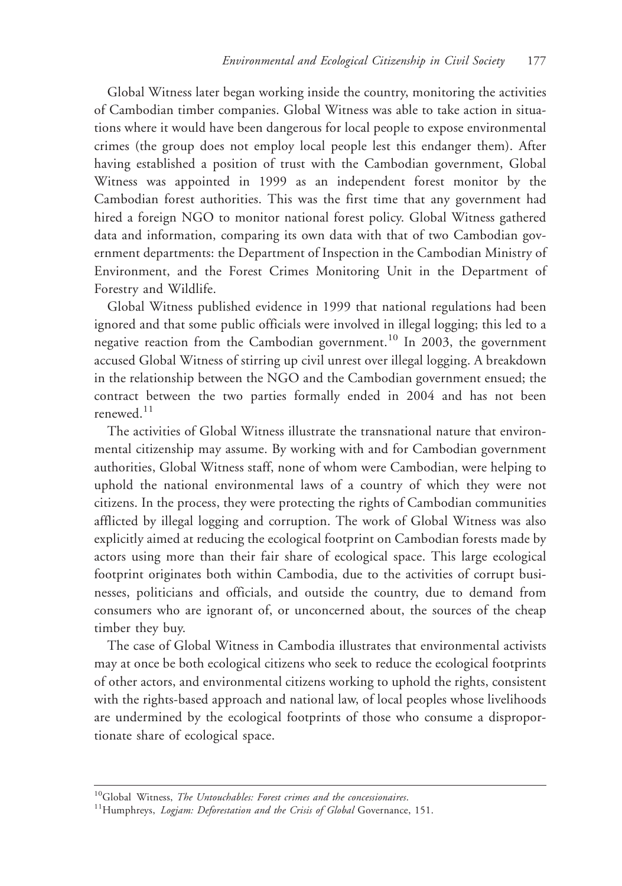Global Witness later began working inside the country, monitoring the activities of Cambodian timber companies. Global Witness was able to take action in situations where it would have been dangerous for local people to expose environmental crimes (the group does not employ local people lest this endanger them). After having established a position of trust with the Cambodian government, Global Witness was appointed in 1999 as an independent forest monitor by the Cambodian forest authorities. This was the first time that any government had hired a foreign NGO to monitor national forest policy. Global Witness gathered data and information, comparing its own data with that of two Cambodian government departments: the Department of Inspection in the Cambodian Ministry of Environment, and the Forest Crimes Monitoring Unit in the Department of Forestry and Wildlife.

Global Witness published evidence in 1999 that national regulations had been ignored and that some public officials were involved in illegal logging; this led to a negative reaction from the Cambodian government.[10] In 2003, the government accused Global Witness of stirring up civil unrest over illegal logging. A breakdown in the relationship between the NGO and the Cambodian government ensued; the contract between the two parties formally ended in 2004 and has not been renewed.[11]

The activities of Global Witness illustrate the transnational nature that environmental citizenship may assume. By working with and for Cambodian government authorities, Global Witness staff, none of whom were Cambodian, were helping to uphold the national environmental laws of a country of which they were not citizens. In the process, they were protecting the rights of Cambodian communities afflicted by illegal logging and corruption. The work of Global Witness was also explicitly aimed at reducing the ecological footprint on Cambodian forests made by actors using more than their fair share of ecological space. This large ecological footprint originates both within Cambodia, due to the activities of corrupt businesses, politicians and officials, and outside the country, due to demand from consumers who are ignorant of, or unconcerned about, the sources of the cheap timber they buy.

The case of Global Witness in Cambodia illustrates that environmental activists may at once be both ecological citizens who seek to reduce the ecological footprints of other actors, and environmental citizens working to uphold the rights, consistent with the rights-based approach and national law, of local peoples whose livelihoods are undermined by the ecological footprints of those who consume a disproportionate share of ecological space.

---

[10] Global Witness, *The Untouchables: Forest crimes and the concessionaires*.

[11] Humphreys, *Logjam: Deforestation and the Crisis of Global* Governance, 151.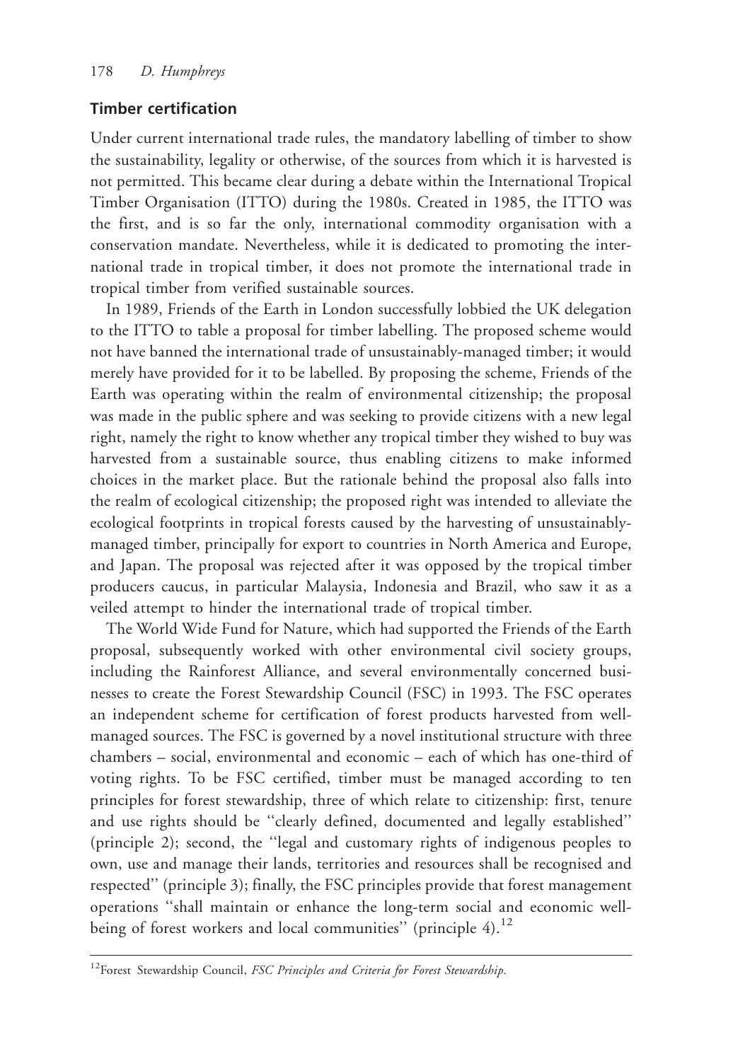## Timber certification

Under current international trade rules, the mandatory labelling of timber to show the sustainability, legality or otherwise, of the sources from which it is harvested is not permitted. This became clear during a debate within the International Tropical Timber Organisation (ITTO) during the 1980s. Created in 1985, the ITTO was the first, and is so far the only, international commodity organisation with a conservation mandate. Nevertheless, while it is dedicated to promoting the international trade in tropical timber, it does not promote the international trade in tropical timber from verified sustainable sources.

In 1989, Friends of the Earth in London successfully lobbied the UK delegation to the ITTO to table a proposal for timber labelling. The proposed scheme would not have banned the international trade of unsustainably-managed timber; it would merely have provided for it to be labelled. By proposing the scheme, Friends of the Earth was operating within the realm of environmental citizenship; the proposal was made in the public sphere and was seeking to provide citizens with a new legal right, namely the right to know whether any tropical timber they wished to buy was harvested from a sustainable source, thus enabling citizens to make informed choices in the market place. But the rationale behind the proposal also falls into the realm of ecological citizenship; the proposed right was intended to alleviate the ecological footprints in tropical forests caused by the harvesting of unsustainably-managed timber, principally for export to countries in North America and Europe, and Japan. The proposal was rejected after it was opposed by the tropical timber producers caucus, in particular Malaysia, Indonesia and Brazil, who saw it as a veiled attempt to hinder the international trade of tropical timber.

The World Wide Fund for Nature, which had supported the Friends of the Earth proposal, subsequently worked with other environmental civil society groups, including the Rainforest Alliance, and several environmentally concerned businesses to create the Forest Stewardship Council (FSC) in 1993. The FSC operates an independent scheme for certification of forest products harvested from well-managed sources. The FSC is governed by a novel institutional structure with three chambers – social, environmental and economic – each of which has one-third of voting rights. To be FSC certified, timber must be managed according to ten principles for forest stewardship, three of which relate to citizenship: first, tenure and use rights should be "clearly defined, documented and legally established" (principle 2); second, the "legal and customary rights of indigenous peoples to own, use and manage their lands, territories and resources shall be recognised and respected" (principle 3); finally, the FSC principles provide that forest management operations "shall maintain or enhance the long-term social and economic well-being of forest workers and local communities" (principle 4).[12]

---

[12] Forest Stewardship Council, *FSC Principles and Criteria for Forest Stewardship*.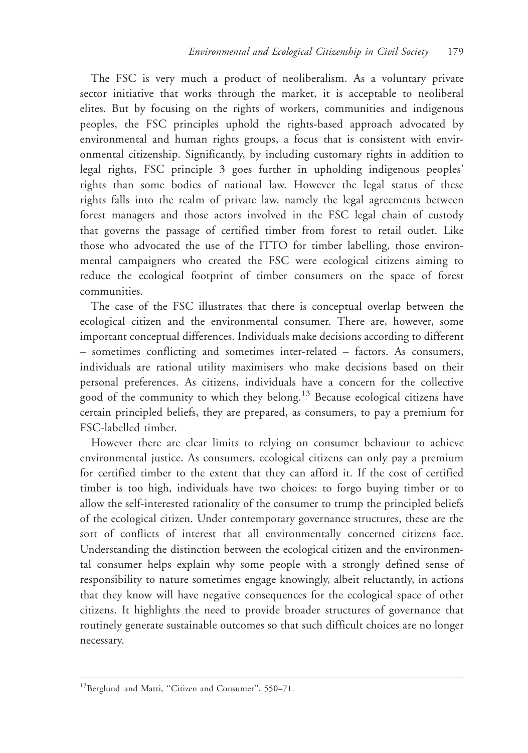The FSC is very much a product of neoliberalism. As a voluntary private sector initiative that works through the market, it is acceptable to neoliberal elites. But by focusing on the rights of workers, communities and indigenous peoples, the FSC principles uphold the rights-based approach advocated by environmental and human rights groups, a focus that is consistent with environmental citizenship. Significantly, by including customary rights in addition to legal rights, FSC principle 3 goes further in upholding indigenous peoples' rights than some bodies of national law. However the legal status of these rights falls into the realm of private law, namely the legal agreements between forest managers and those actors involved in the FSC legal chain of custody that governs the passage of certified timber from forest to retail outlet. Like those who advocated the use of the ITTO for timber labelling, those environmental campaigners who created the FSC were ecological citizens aiming to reduce the ecological footprint of timber consumers on the space of forest communities.

The case of the FSC illustrates that there is conceptual overlap between the ecological citizen and the environmental consumer. There are, however, some important conceptual differences. Individuals make decisions according to different – sometimes conflicting and sometimes inter-related – factors. As consumers, individuals are rational utility maximisers who make decisions based on their personal preferences. As citizens, individuals have a concern for the collective good of the community to which they belong.[13] Because ecological citizens have certain principled beliefs, they are prepared, as consumers, to pay a premium for FSC-labelled timber.

However there are clear limits to relying on consumer behaviour to achieve environmental justice. As consumers, ecological citizens can only pay a premium for certified timber to the extent that they can afford it. If the cost of certified timber is too high, individuals have two choices: to forgo buying timber or to allow the self-interested rationality of the consumer to trump the principled beliefs of the ecological citizen. Under contemporary governance structures, these are the sort of conflicts of interest that all environmentally concerned citizens face. Understanding the distinction between the ecological citizen and the environmental consumer helps explain why some people with a strongly defined sense of responsibility to nature sometimes engage knowingly, albeit reluctantly, in actions that they know will have negative consequences for the ecological space of other citizens. It highlights the need to provide broader structures of governance that routinely generate sustainable outcomes so that such difficult choices are no longer necessary.

---

[13] Berglund and Matti, "Citizen and Consumer", 550–71.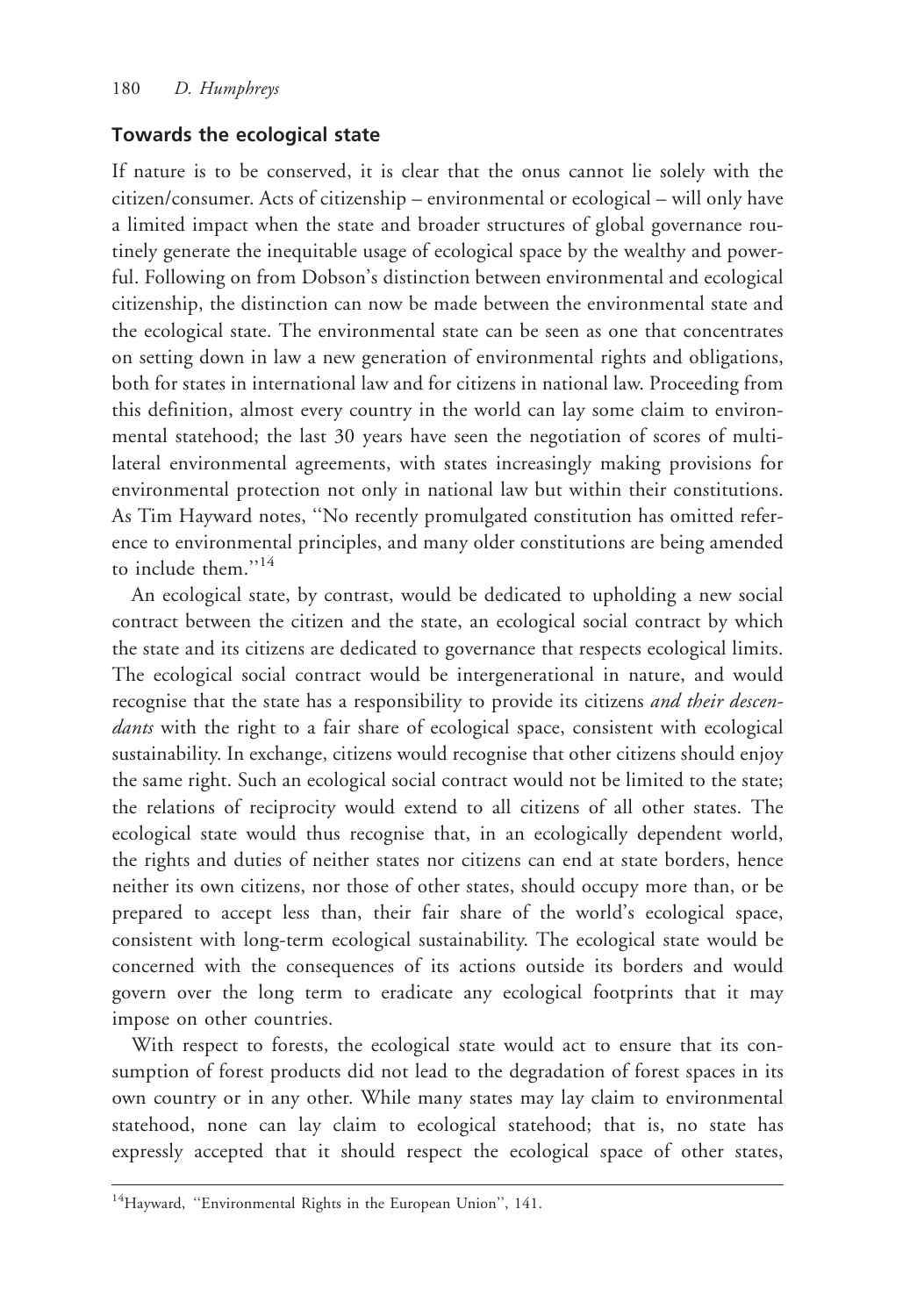## Towards the ecological state

If nature is to be conserved, it is clear that the onus cannot lie solely with the citizen/consumer. Acts of citizenship – environmental or ecological – will only have a limited impact when the state and broader structures of global governance routinely generate the inequitable usage of ecological space by the wealthy and powerful. Following on from Dobson's distinction between environmental and ecological citizenship, the distinction can now be made between the environmental state and the ecological state. The environmental state can be seen as one that concentrates on setting down in law a new generation of environmental rights and obligations, both for states in international law and for citizens in national law. Proceeding from this definition, almost every country in the world can lay some claim to environmental statehood; the last 30 years have seen the negotiation of scores of multilateral environmental agreements, with states increasingly making provisions for environmental protection not only in national law but within their constitutions. As Tim Hayward notes, "No recently promulgated constitution has omitted reference to environmental principles, and many older constitutions are being amended to include them."[14]

An ecological state, by contrast, would be dedicated to upholding a new social contract between the citizen and the state, an ecological social contract by which the state and its citizens are dedicated to governance that respects ecological limits. The ecological social contract would be intergenerational in nature, and would recognise that the state has a responsibility to provide its citizens *and their descendants* with the right to a fair share of ecological space, consistent with ecological sustainability. In exchange, citizens would recognise that other citizens should enjoy the same right. Such an ecological social contract would not be limited to the state; the relations of reciprocity would extend to all citizens of all other states. The ecological state would thus recognise that, in an ecologically dependent world, the rights and duties of neither states nor citizens can end at state borders, hence neither its own citizens, nor those of other states, should occupy more than, or be prepared to accept less than, their fair share of the world's ecological space, consistent with long-term ecological sustainability. The ecological state would be concerned with the consequences of its actions outside its borders and would govern over the long term to eradicate any ecological footprints that it may impose on other countries.

With respect to forests, the ecological state would act to ensure that its consumption of forest products did not lead to the degradation of forest spaces in its own country or in any other. While many states may lay claim to environmental statehood, none can lay claim to ecological statehood; that is, no state has expressly accepted that it should respect the ecological space of other states,

---

[14] Hayward, "Environmental Rights in the European Union", 141.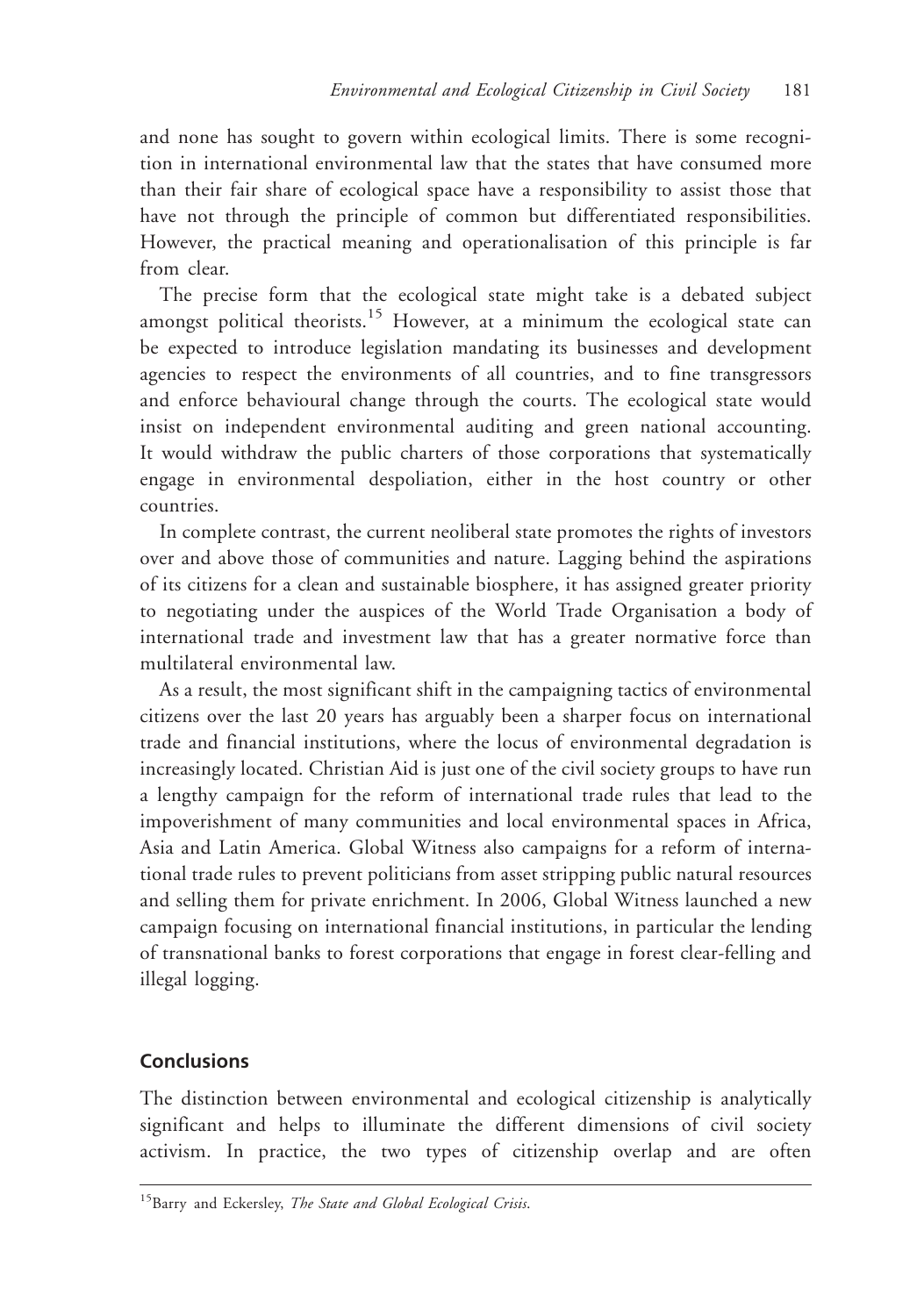and none has sought to govern within ecological limits. There is some recognition in international environmental law that the states that have consumed more than their fair share of ecological space have a responsibility to assist those that have not through the principle of common but differentiated responsibilities. However, the practical meaning and operationalisation of this principle is far from clear.

The precise form that the ecological state might take is a debated subject amongst political theorists.[15] However, at a minimum the ecological state can be expected to introduce legislation mandating its businesses and development agencies to respect the environments of all countries, and to fine transgressors and enforce behavioural change through the courts. The ecological state would insist on independent environmental auditing and green national accounting. It would withdraw the public charters of those corporations that systematically engage in environmental despoliation, either in the host country or other countries.

In complete contrast, the current neoliberal state promotes the rights of investors over and above those of communities and nature. Lagging behind the aspirations of its citizens for a clean and sustainable biosphere, it has assigned greater priority to negotiating under the auspices of the World Trade Organisation a body of international trade and investment law that has a greater normative force than multilateral environmental law.

As a result, the most significant shift in the campaigning tactics of environmental citizens over the last 20 years has arguably been a sharper focus on international trade and financial institutions, where the locus of environmental degradation is increasingly located. Christian Aid is just one of the civil society groups to have run a lengthy campaign for the reform of international trade rules that lead to the impoverishment of many communities and local environmental spaces in Africa, Asia and Latin America. Global Witness also campaigns for a reform of international trade rules to prevent politicians from asset stripping public natural resources and selling them for private enrichment. In 2006, Global Witness launched a new campaign focusing on international financial institutions, in particular the lending of transnational banks to forest corporations that engage in forest clear-felling and illegal logging.

## Conclusions

The distinction between environmental and ecological citizenship is analytically significant and helps to illuminate the different dimensions of civil society activism. In practice, the two types of citizenship overlap and are often

[15] Barry and Eckersley, *The State and Global Ecological Crisis*.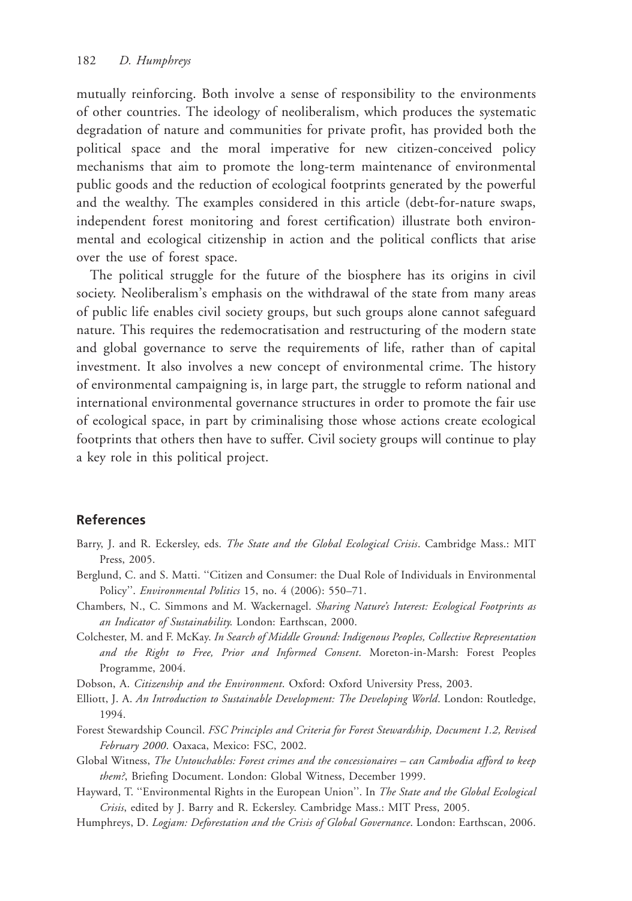mutually reinforcing. Both involve a sense of responsibility to the environments of other countries. The ideology of neoliberalism, which produces the systematic degradation of nature and communities for private profit, has provided both the political space and the moral imperative for new citizen-conceived policy mechanisms that aim to promote the long-term maintenance of environmental public goods and the reduction of ecological footprints generated by the powerful and the wealthy. The examples considered in this article (debt-for-nature swaps, independent forest monitoring and forest certification) illustrate both environmental and ecological citizenship in action and the political conflicts that arise over the use of forest space.

The political struggle for the future of the biosphere has its origins in civil society. Neoliberalism's emphasis on the withdrawal of the state from many areas of public life enables civil society groups, but such groups alone cannot safeguard nature. This requires the redemocratisation and restructuring of the modern state and global governance to serve the requirements of life, rather than of capital investment. It also involves a new concept of environmental crime. The history of environmental campaigning is, in large part, the struggle to reform national and international environmental governance structures in order to promote the fair use of ecological space, in part by criminalising those whose actions create ecological footprints that others then have to suffer. Civil society groups will continue to play a key role in this political project.

## References

Barry, J. and R. Eckersley, eds. *The State and the Global Ecological Crisis*. Cambridge Mass.: MIT Press, 2005.

Berglund, C. and S. Matti. ''Citizen and Consumer: the Dual Role of Individuals in Environmental Policy''. *Environmental Politics* 15, no. 4 (2006): 550–71.

Chambers, N., C. Simmons and M. Wackernagel. *Sharing Nature's Interest: Ecological Footprints as an Indicator of Sustainability*. London: Earthscan, 2000.

Colchester, M. and F. McKay. *In Search of Middle Ground: Indigenous Peoples, Collective Representation and the Right to Free, Prior and Informed Consent*. Moreton-in-Marsh: Forest Peoples Programme, 2004.

Dobson, A. *Citizenship and the Environment*. Oxford: Oxford University Press, 2003.

Elliott, J. A. *An Introduction to Sustainable Development: The Developing World*. London: Routledge, 1994.

Forest Stewardship Council. *FSC Principles and Criteria for Forest Stewardship, Document 1.2, Revised February 2000*. Oaxaca, Mexico: FSC, 2002.

Global Witness, *The Untouchables: Forest crimes and the concessionaires – can Cambodia afford to keep them?*, Briefing Document. London: Global Witness, December 1999.

Hayward, T. ''Environmental Rights in the European Union''. In *The State and the Global Ecological Crisis*, edited by J. Barry and R. Eckersley. Cambridge Mass.: MIT Press, 2005.

Humphreys, D. *Logjam: Deforestation and the Crisis of Global Governance*. London: Earthscan, 2006.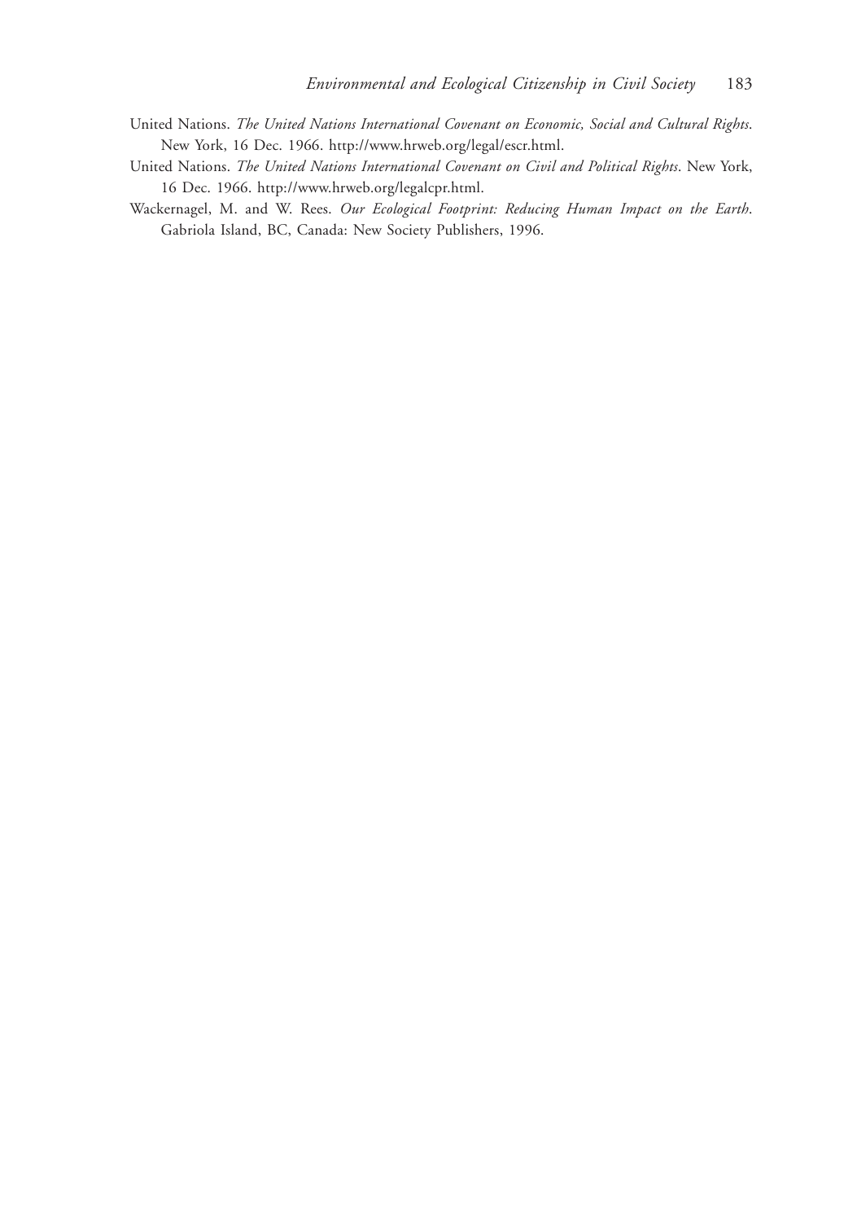United Nations. *The United Nations International Covenant on Economic, Social and Cultural Rights*. New York, 16 Dec. 1966. http://www.hrweb.org/legal/escr.html.

United Nations. *The United Nations International Covenant on Civil and Political Rights*. New York, 16 Dec. 1966. http://www.hrweb.org/legalcpr.html.

Wackernagel, M. and W. Rees. *Our Ecological Footprint: Reducing Human Impact on the Earth*. Gabriola Island, BC, Canada: New Society Publishers, 1996.